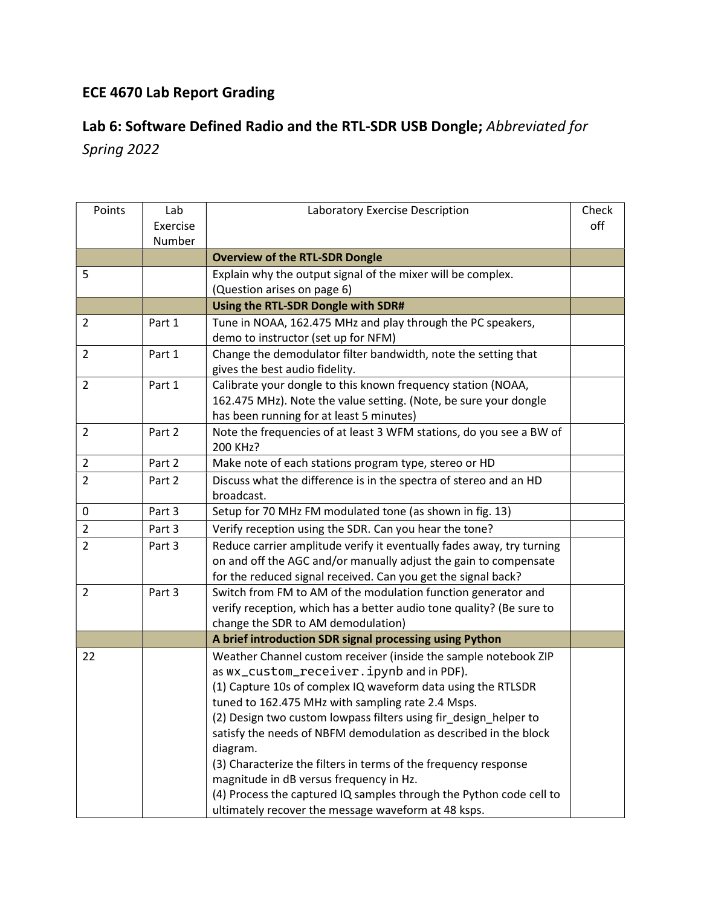## ECE 4670 Lab Report Grading

## Lab 6: Software Defined Radio and the RTL-SDR USB Dongle; *Abbreviated for Spring 2022*

| Points | Lab Exercise Number | Laboratory Exercise Description | Check off |
|---|---|---|---|
| | | **Overview of the RTL-SDR Dongle** | |
| 5 | | Explain why the output signal of the mixer will be complex. (Question arises on page 6) | |
| | | **Using the RTL-SDR Dongle with SDR#** | |
| 2 | Part 1 | Tune in NOAA, 162.475 MHz and play through the PC speakers, demo to instructor (set up for NFM) | |
| 2 | Part 1 | Change the demodulator filter bandwidth, note the setting that gives the best audio fidelity. | |
| 2 | Part 1 | Calibrate your dongle to this known frequency station (NOAA, 162.475 MHz). Note the value setting. (Note, be sure your dongle has been running for at least 5 minutes) | |
| 2 | Part 2 | Note the frequencies of at least 3 WFM stations, do you see a BW of 200 KHz? | |
| 2 | Part 2 | Make note of each stations program type, stereo or HD | |
| 2 | Part 2 | Discuss what the difference is in the spectra of stereo and an HD broadcast. | |
| 0 | Part 3 | Setup for 70 MHz FM modulated tone (as shown in fig. 13) | |
| 2 | Part 3 | Verify reception using the SDR. Can you hear the tone? | |
| 2 | Part 3 | Reduce carrier amplitude verify it eventually fades away, try turning on and off the AGC and/or manually adjust the gain to compensate for the reduced signal received. Can you get the signal back? | |
| 2 | Part 3 | Switch from FM to AM of the modulation function generator and verify reception, which has a better audio tone quality? (Be sure to change the SDR to AM demodulation) | |
| | | **A brief introduction SDR signal processing using Python** | |
| 22 | | Weather Channel custom receiver (inside the sample notebook ZIP as `wx_custom_receiver.ipynb` and in PDF).<br>(1) Capture 10s of complex IQ waveform data using the RTLSDR tuned to 162.475 MHz with sampling rate 2.4 Msps.<br>(2) Design two custom lowpass filters using fir_design_helper to satisfy the needs of NBFM demodulation as described in the block diagram.<br>(3) Characterize the filters in terms of the frequency response magnitude in dB versus frequency in Hz.<br>(4) Process the captured IQ samples through the Python code cell to ultimately recover the message waveform at 48 ksps. | |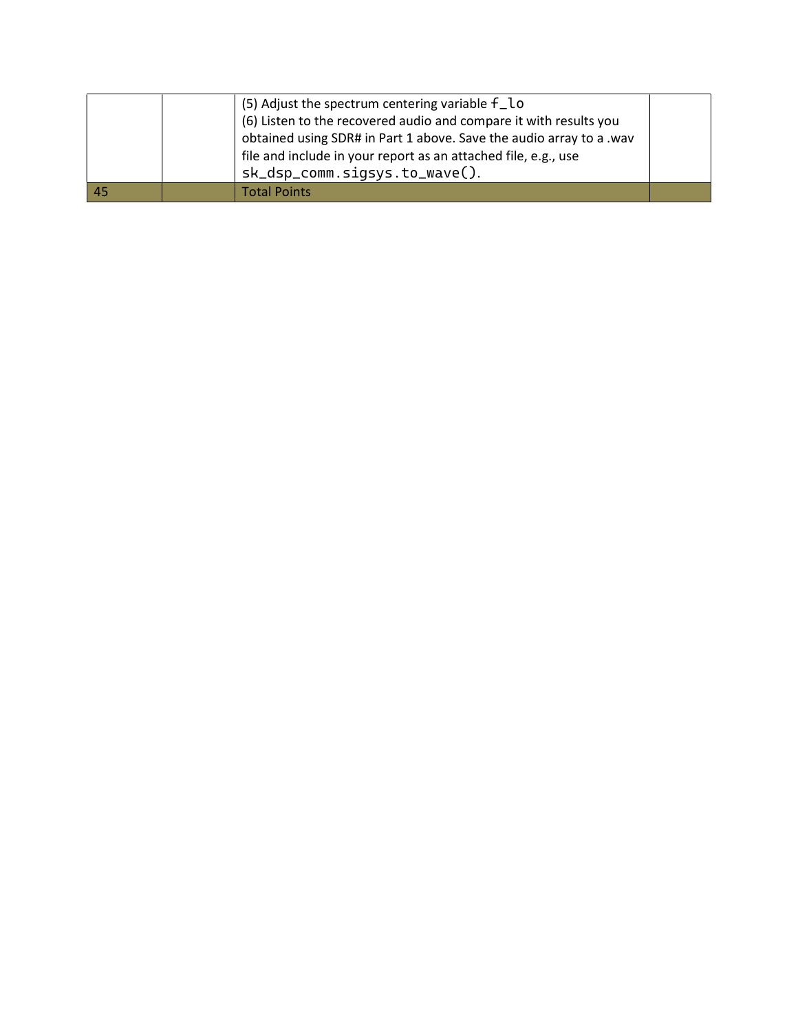| | | | |
|---|---|---|---|
| | | (5) Adjust the spectrum centering variable `f_lo`<br>(6) Listen to the recovered audio and compare it with results you obtained using SDR# in Part 1 above. Save the audio array to a .wav file and include in your report as an attached file, e.g., use `sk_dsp_comm.sigsys.to_wave()`. | |
| 45 | | Total Points | |